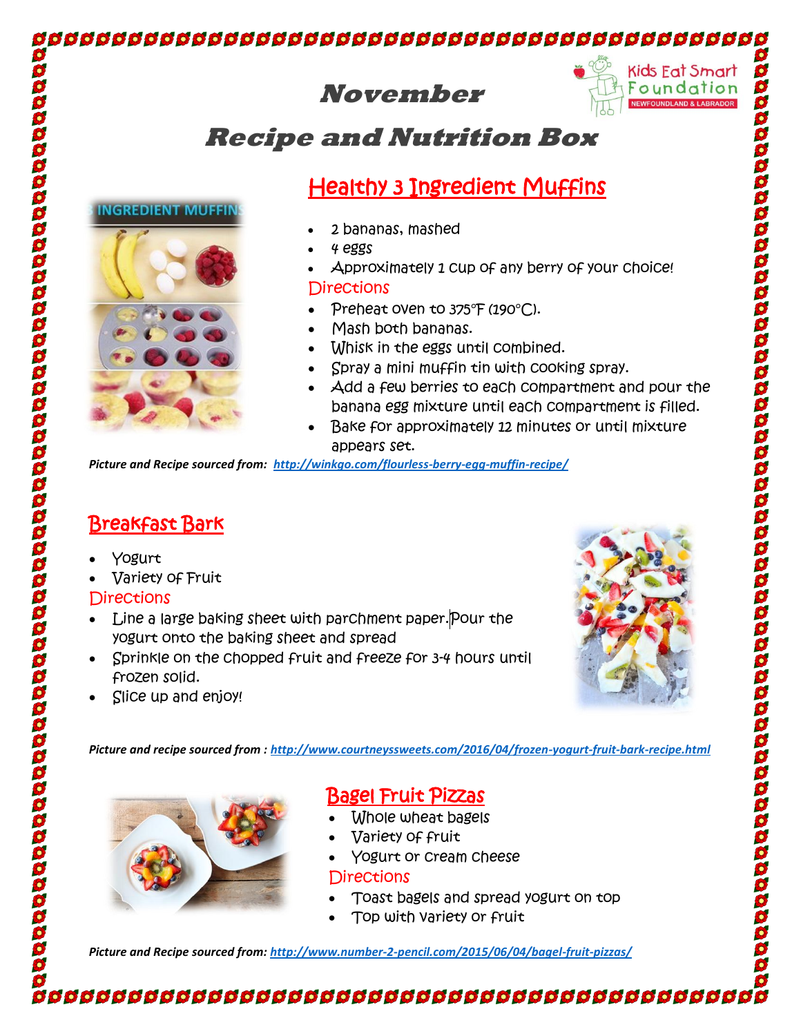# November

# Recipe and Nutrition Box

Kids Eat Smart Foundation
NEWFOUNDLAND & LABRADOR

## Healthy 3 Ingredient Muffins

- 2 bananas, mashed
- 4 eggs
- Approximately 1 cup of any berry of your choice!

### Directions

- Preheat oven to 375°F (190°C).
- Mash both bananas.
- Whisk in the eggs until combined.
- Spray a mini muffin tin with cooking spray.
- Add a few berries to each compartment and pour the banana egg mixture until each compartment is filled.
- Bake for approximately 12 minutes or until mixture appears set.

***Picture and Recipe sourced from:*** *http://winkgo.com/flourless-berry-egg-muffin-recipe/*

## Breakfast Bark

- Yogurt
- Variety of Fruit

### Directions

- Line a large baking sheet with parchment paper. Pour the yogurt onto the baking sheet and spread
- Sprinkle on the chopped fruit and freeze for 3-4 hours until frozen solid.
- Slice up and enjoy!

***Picture and recipe sourced from :*** *http://www.courtneyssweets.com/2016/04/frozen-yogurt-fruit-bark-recipe.html*

## Bagel Fruit Pizzas

- Whole wheat bagels
- Variety of fruit
- Yogurt or cream cheese

### Directions

- Toast bagels and spread yogurt on top
- Top with variety or fruit

***Picture and Recipe sourced from:*** *http://www.number-2-pencil.com/2015/06/04/bagel-fruit-pizzas/*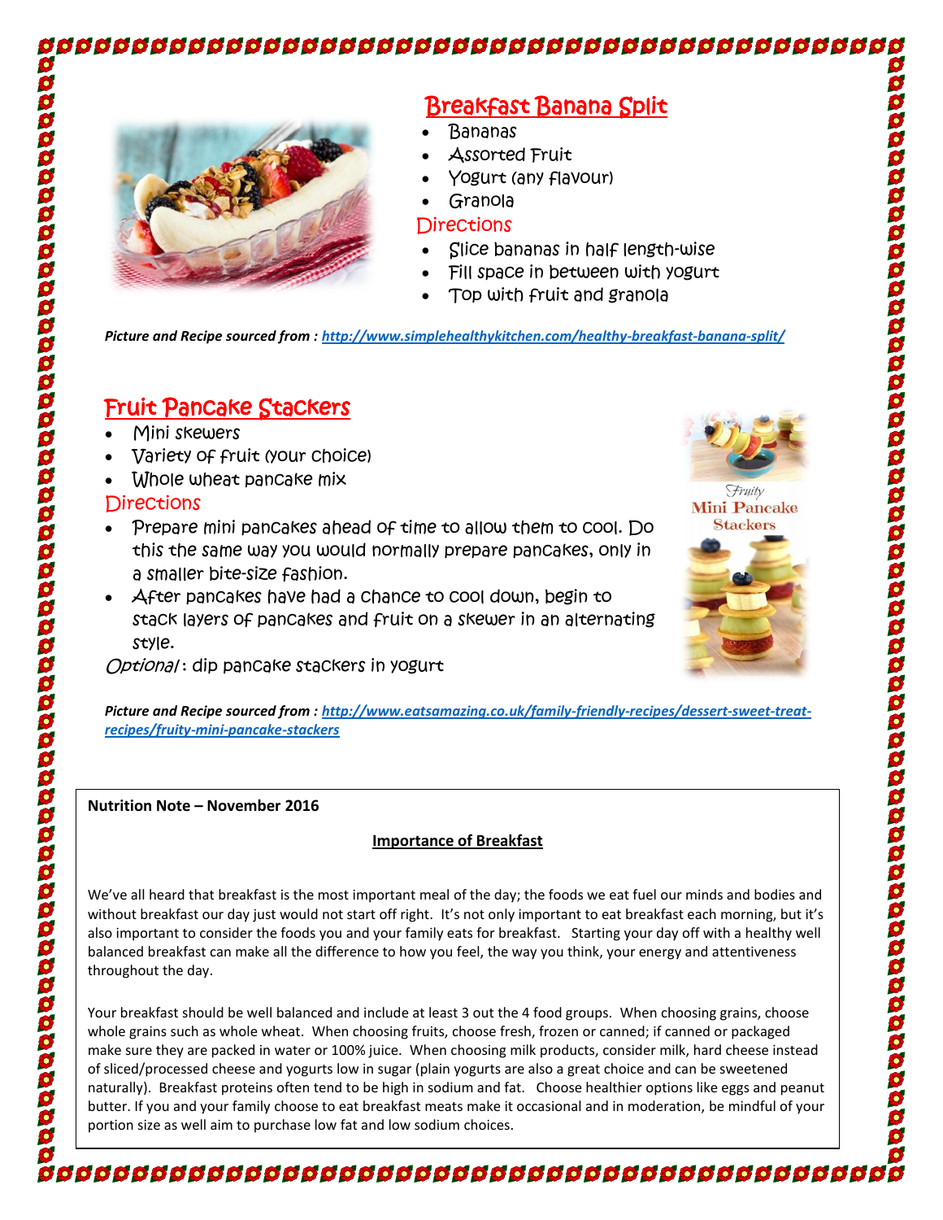## Breakfast Banana Split

- Bananas
- Assorted Fruit
- Yogurt (any flavour)
- Granola

### Directions

- Slice bananas in half length-wise
- Fill space in between with yogurt
- Top with fruit and granola

***Picture and Recipe sourced from : http://www.simplehealthykitchen.com/healthy-breakfast-banana-split/***

## Fruit Pancake Stackers

- Mini skewers
- Variety of fruit (your choice)
- Whole wheat pancake mix

### Directions

- Prepare mini pancakes ahead of time to allow them to cool. Do this the same way you would normally prepare pancakes, only in a smaller bite-size fashion.
- After pancakes have had a chance to cool down, begin to stack layers of pancakes and fruit on a skewer in an alternating style.

*Optional* : dip pancake stackers in yogurt

***Picture and Recipe sourced from : http://www.eatsamazing.co.uk/family-friendly-recipes/dessert-sweet-treat-recipes/fruity-mini-pancake-stackers***

**Nutrition Note – November 2016**

**Importance of Breakfast**

We've all heard that breakfast is the most important meal of the day; the foods we eat fuel our minds and bodies and without breakfast our day just would not start off right. It's not only important to eat breakfast each morning, but it's also important to consider the foods you and your family eats for breakfast. Starting your day off with a healthy well balanced breakfast can make all the difference to how you feel, the way you think, your energy and attentiveness throughout the day.

Your breakfast should be well balanced and include at least 3 out the 4 food groups. When choosing grains, choose whole grains such as whole wheat. When choosing fruits, choose fresh, frozen or canned; if canned or packaged make sure they are packed in water or 100% juice. When choosing milk products, consider milk, hard cheese instead of sliced/processed cheese and yogurts low in sugar (plain yogurts are also a great choice and can be sweetened naturally). Breakfast proteins often tend to be high in sodium and fat. Choose healthier options like eggs and peanut butter. If you and your family choose to eat breakfast meats make it occasional and in moderation, be mindful of your portion size as well aim to purchase low fat and low sodium choices.